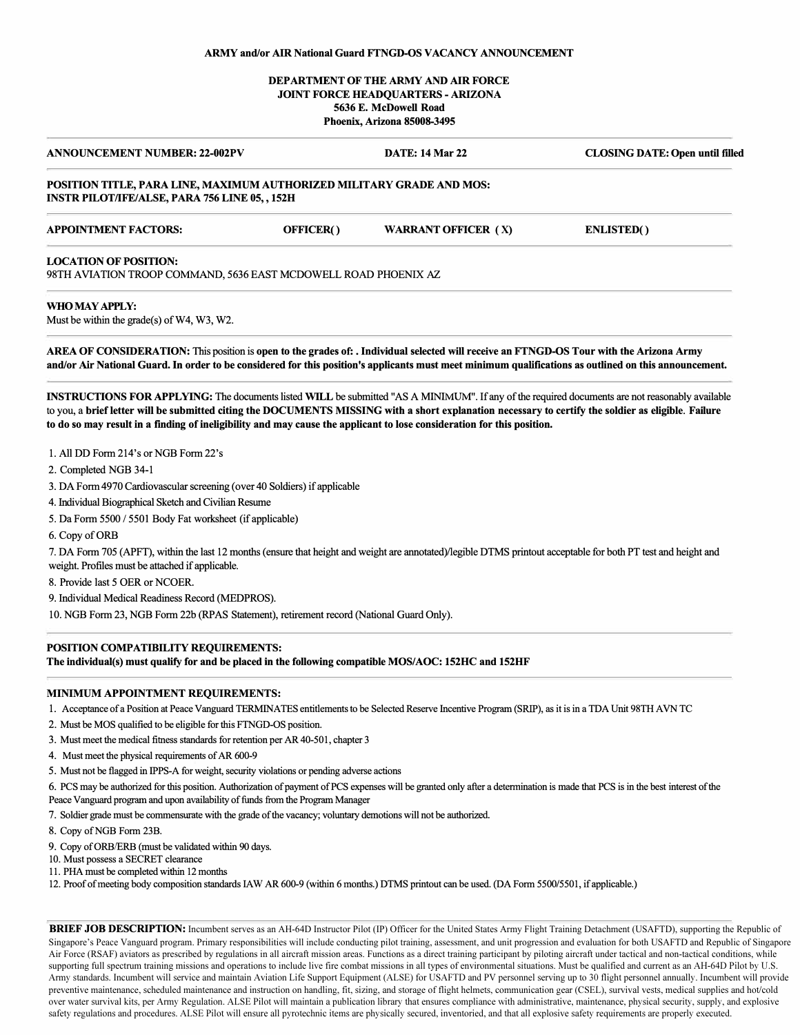**ARMY and/or AIR National Guard FTNGD-OS VACANCY ANNOUNCEMENT**

**DEPARTMENT OF THE ARMY AND AIR FORCE**
**JOINT FORCE HEADQUARTERS - ARIZONA**
**5636 E. McDowell Road**
**Phoenix, Arizona 85008-3495**

---

| **ANNOUNCEMENT NUMBER: 22-002PV** | **DATE: 14 Mar 22** | **CLOSING DATE: Open until filled** |
|---|---|---|

---

**POSITION TITLE, PARA LINE, MAXIMUM AUTHORIZED MILITARY GRADE AND MOS:**
**INSTR PILOT/IFE/ALSE, PARA 756 LINE 05, , 152H**

---

| **APPOINTMENT FACTORS:** | **OFFICER( )** | **WARRANT OFFICER ( X)** | **ENLISTED( )** |
|---|---|---|---|

---

**LOCATION OF POSITION:**
98TH AVIATION TROOP COMMAND, 5636 EAST MCDOWELL ROAD PHOENIX AZ

---

**WHO MAY APPLY:**
Must be within the grade(s) of W4, W3, W2.

---

**AREA OF CONSIDERATION:** This position is **open to the grades of: . Individual selected will receive an FTNGD-OS Tour with the Arizona Army and/or Air National Guard. In order to be considered for this position's applicants must meet minimum qualifications as outlined on this announcement.**

---

**INSTRUCTIONS FOR APPLYING:** The documents listed **WILL** be submitted "AS A MINIMUM". If any of the required documents are not reasonably available to you, a **brief letter will be submitted citing the DOCUMENTS MISSING with a short explanation necessary to certify the soldier as eligible**. **Failure to do so may result in a finding of ineligibility and may cause the applicant to lose consideration for this position.**

1. All DD Form 214's or NGB Form 22's
2. Completed NGB 34-1
3. DA Form 4970 Cardiovascular screening (over 40 Soldiers) if applicable
4. Individual Biographical Sketch and Civilian Resume
5. Da Form 5500 / 5501 Body Fat worksheet (if applicable)
6. Copy of ORB
7. DA Form 705 (APFT), within the last 12 months (ensure that height and weight are annotated)/legible DTMS printout acceptable for both PT test and height and weight. Profiles must be attached if applicable.
8. Provide last 5 OER or NCOER.
9. Individual Medical Readiness Record (MEDPROS).
10. NGB Form 23, NGB Form 22b (RPAS Statement), retirement record (National Guard Only).

---

**POSITION COMPATIBILITY REQUIREMENTS:**
**The individual(s) must qualify for and be placed in the following compatible MOS/AOC: 152HC and 152HF**

---

**MINIMUM APPOINTMENT REQUIREMENTS:**

1. Acceptance of a Position at Peace Vanguard TERMINATES entitlements to be Selected Reserve Incentive Program (SRIP), as it is in a TDA Unit 98TH AVN TC
2. Must be MOS qualified to be eligible for this FTNGD-OS position.
3. Must meet the medical fitness standards for retention per AR 40-501, chapter 3
4. Must meet the physical requirements of AR 600-9
5. Must not be flagged in IPPS-A for weight, security violations or pending adverse actions
6. PCS may be authorized for this position. Authorization of payment of PCS expenses will be granted only after a determination is made that PCS is in the best interest of the Peace Vanguard program and upon availability of funds from the Program Manager
7. Soldier grade must be commensurate with the grade of the vacancy; voluntary demotions will not be authorized.
8. Copy of NGB Form 23B.
9. Copy of ORB/ERB (must be validated within 90 days.
10. Must possess a SECRET clearance
11. PHA must be completed within 12 months
12. Proof of meeting body composition standards IAW AR 600-9 (within 6 months.) DTMS printout can be used. (DA Form 5500/5501, if applicable.)

---

**BRIEF JOB DESCRIPTION:** Incumbent serves as an AH-64D Instructor Pilot (IP) Officer for the United States Army Flight Training Detachment (USAFTD), supporting the Republic of Singapore's Peace Vanguard program. Primary responsibilities will include conducting pilot training, assessment, and unit progression and evaluation for both USAFTD and Republic of Singapore Air Force (RSAF) aviators as prescribed by regulations in all aircraft mission areas. Functions as a direct training participant by piloting aircraft under tactical and non-tactical conditions, while supporting full spectrum training missions and operations to include live fire combat missions in all types of environmental situations. Must be qualified and current as an AH-64D Pilot by U.S. Army standards. Incumbent will service and maintain Aviation Life Support Equipment (ALSE) for USAFTD and PV personnel serving up to 30 flight personnel annually. Incumbent will provide preventive maintenance, scheduled maintenance and instruction on handling, fit, sizing, and storage of flight helmets, communication gear (CSEL), survival vests, medical supplies and hot/cold over water survival kits, per Army Regulation. ALSE Pilot will maintain a publication library that ensures compliance with administrative, maintenance, physical security, supply, and explosive safety regulations and procedures. ALSE Pilot will ensure all pyrotechnic items are physically secured, inventoried, and that all explosive safety requirements are properly executed.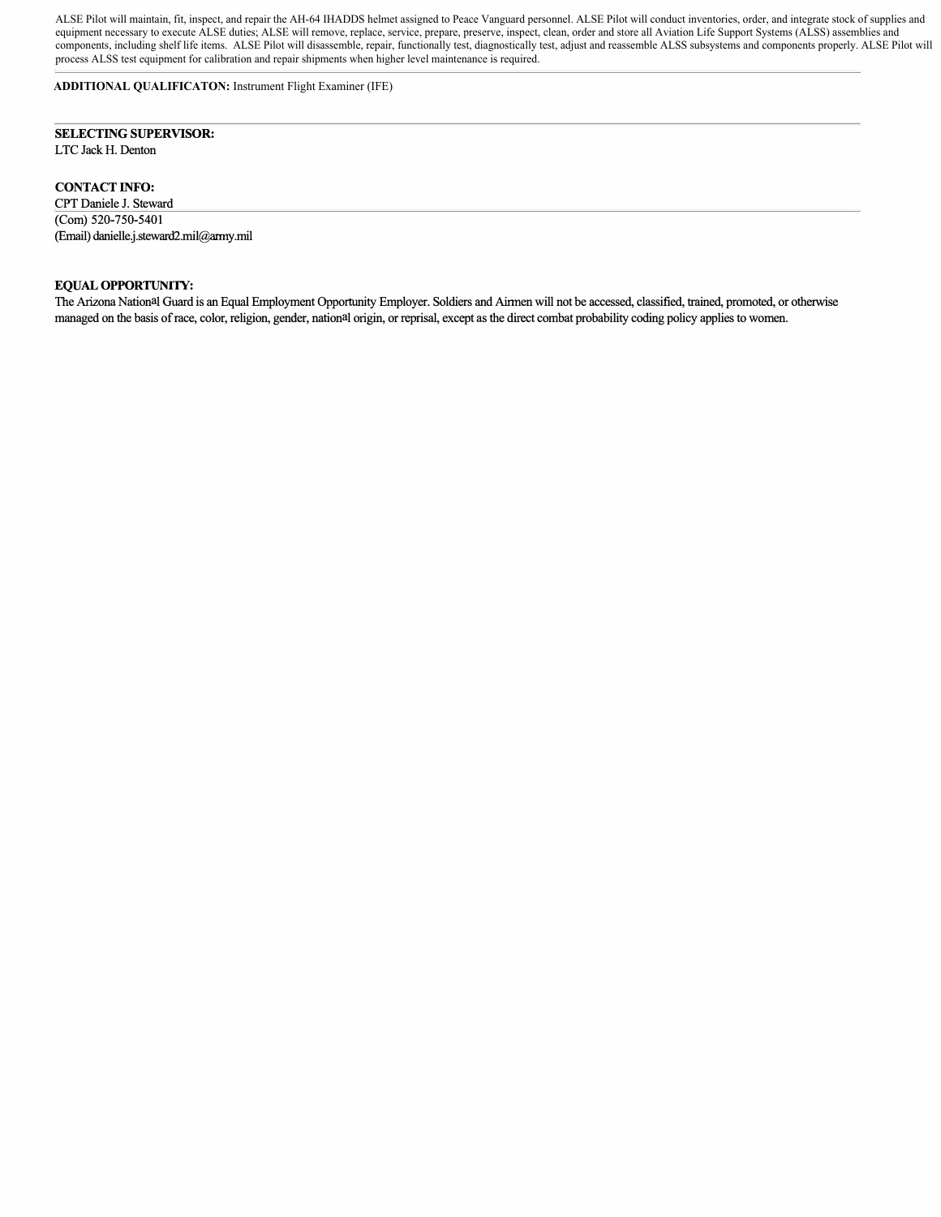ALSE Pilot will maintain, fit, inspect, and repair the AH-64 IHADDS helmet assigned to Peace Vanguard personnel. ALSE Pilot will conduct inventories, order, and integrate stock of supplies and equipment necessary to execute ALSE duties; ALSE will remove, replace, service, prepare, preserve, inspect, clean, order and store all Aviation Life Support Systems (ALSS) assemblies and components, including shelf life items. ALSE Pilot will disassemble, repair, functionally test, diagnostically test, adjust and reassemble ALSS subsystems and components properly. ALSE Pilot will process ALSS test equipment for calibration and repair shipments when higher level maintenance is required.

---

**ADDITIONAL QUALIFICATON:** Instrument Flight Examiner (IFE)

---

**SELECTING SUPERVISOR:**
LTC Jack H. Denton

**CONTACT INFO:**
CPT Daniele J. Steward
(Com) 520-750-5401
(Email) danielle.j.steward2.mil@army.mil

**EQUAL OPPORTUNITY:**
The Arizona National Guard is an Equal Employment Opportunity Employer. Soldiers and Airmen will not be accessed, classified, trained, promoted, or otherwise managed on the basis of race, color, religion, gender, national origin, or reprisal, except as the direct combat probability coding policy applies to women.